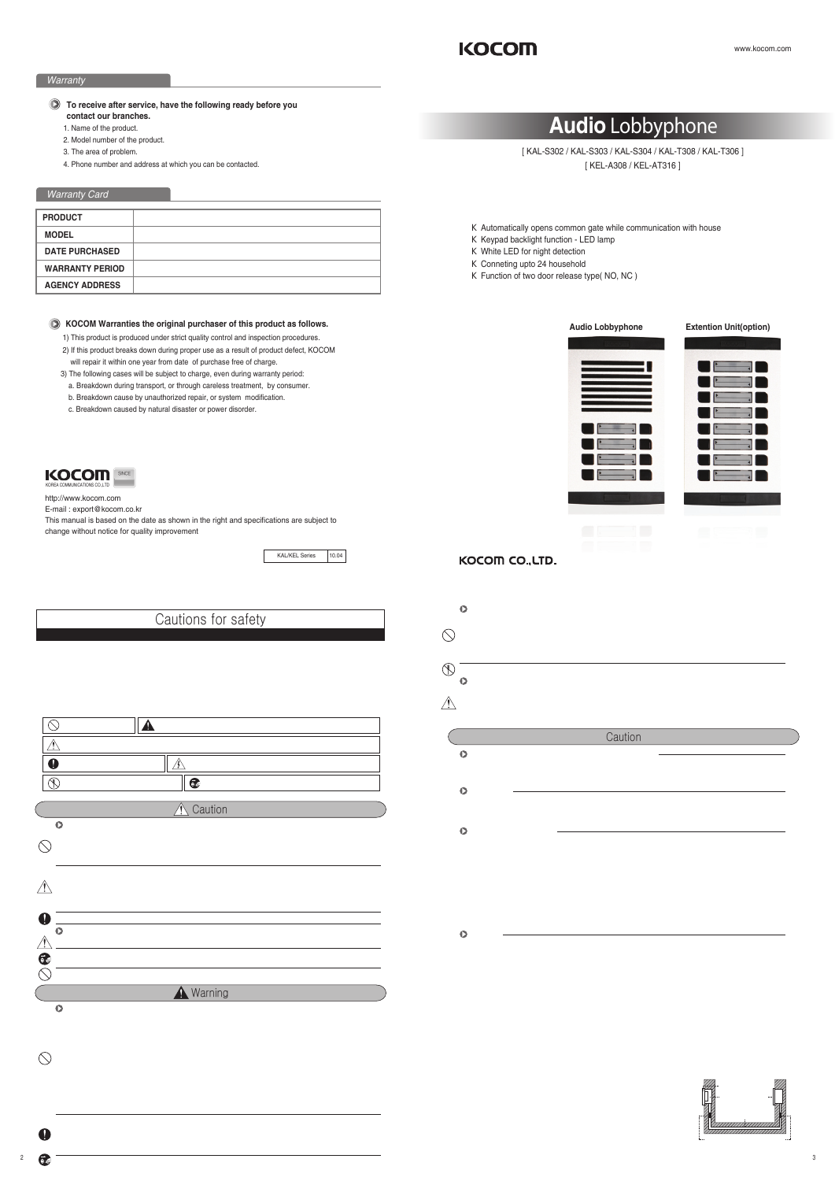## Warranty

- **To receive after service, have the following ready before you contact our branches.**
  1. Name of the product.
  2. Model number of the product.
  3. The area of problem.
  4. Phone number and address at which you can be contacted.

## Warranty Card

| PRODUCT | |
|---|---|
| MODEL | |
| DATE PURCHASED | |
| WARRANTY PERIOD | |
| AGENCY ADDRESS | |

- **KOCOM Warranties the original purchaser of this product as follows.**
  1) This product is produced under strict quality control and inspection procedures.
  2) If this product breaks down during proper use as a result of product defect, KOCOM will repair it within one year from date of purchase free of charge.
  3) The following cases will be subject to charge, even during warranty period:
     a. Breakdown during transport, or through careless treatment, by consumer.
     b. Breakdown cause by unauthorized repair, or system modification.
     c. Breakdown caused by natural disaster or power disorder.

KOCOM SINCE
KOREA COMMUNICATIONS CO.,LTD

http://www.kocom.com
E-mail : export@kocom.co.kr
This manual is based on the date as shown in the right and specifications are subject to change without notice for quality improvement

| KAL/KEL Series | 10.04 |
|---|---|

# Cautions for safety

## Caution

## Warning

KOCOM

www.kocom.com

# Audio Lobbyphone

[ KAL-S302 / KAL-S303 / KAL-S304 / KAL-T308 / KAL-T306 ]
[ KEL-A308 / KEL-AT316 ]

- Automatically opens common gate while communication with house
- Keypad backlight function - LED lamp
- White LED for night detection
- Conneting upto 24 household
- Function of two door release type( NO, NC )

Audio Lobbyphone — Extention Unit(option)

KOCOM CO.,LTD.

## Caution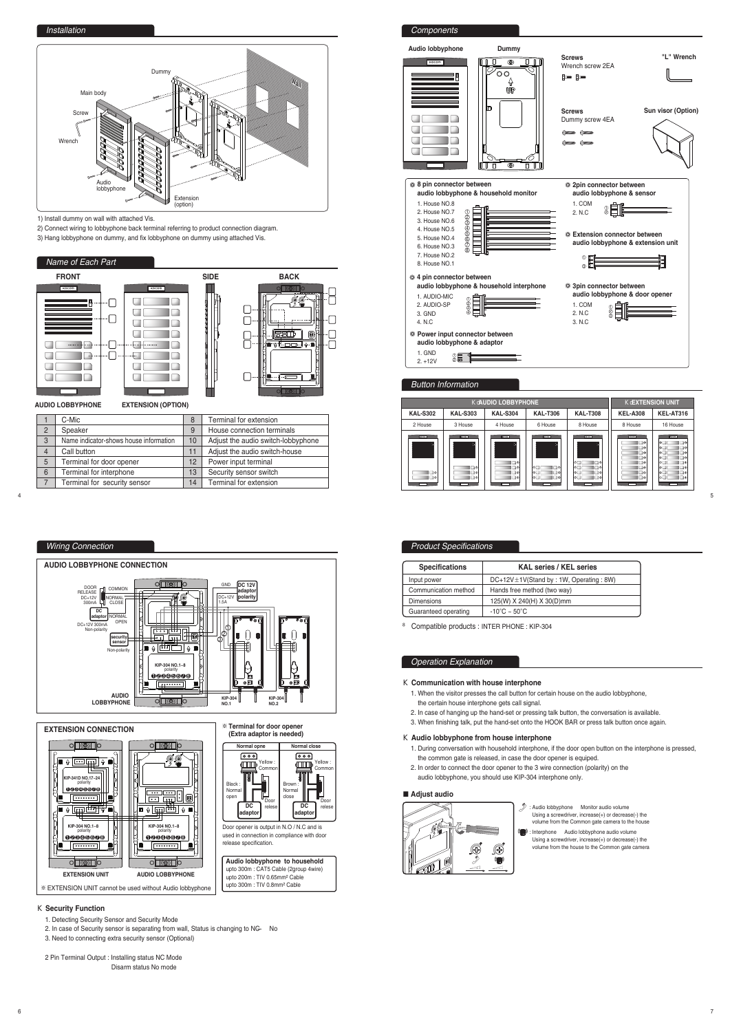## Installation

1) Install dummy on wall with attached Vis.
2) Connect wiring to lobbyphone back terminal referring to product connection diagram.
3) Hang lobbyphone on dummy, and fix lobbyphone on dummy using attached Vis.

## Name of Each Part

FRONT / SIDE / BACK

AUDIO LOBBYPHONE    EXTENSION (OPTION)

| | | | |
|---|---|---|---|
| 1 | C-Mic | 8 | Terminal for extension |
| 2 | Speaker | 9 | House connection terminals |
| 3 | Name indicator-shows house information | 10 | Adjust the audio switch-lobbyphone |
| 4 | Call button | 11 | Adjust the audio switch-house |
| 5 | Terminal for door opener | 12 | Power input terminal |
| 6 | Terminal for interphone | 13 | Security sensor switch |
| 7 | Terminal for security sensor | 14 | Terminal for extension |

## Components

Audio lobbyphone    Dummy

Screws: Wrench screw 2EA

"L" Wrench

Screws: Dummy screw 4EA

Sun visor (Option)

**8 pin connector between audio lobbyphone & household monitor**
1. House NO.8
2. House NO.7
3. House NO.6
4. House NO.5
5. House NO.4
6. House NO.3
7. House NO.2
8. House NO.1

**2pin connector between audio lobbyphone & sensor**
1. COM
2. N.C

**Extension connector between audio lobbyphone & extension unit**

**4 pin connector between audio lobbyphone & household interphone**
1. AUDIO-MIC
2. AUDIO-SP
3. GND
4. N.C

**3pin connector between audio lobbyphone & door opener**
1. COM
2. N.C
3. N.C

**Power input connector between audio lobbyphone & adaptor**
1. GND
2. +12V

## Button Information

| AUDIO LOBBYPHONE | | | | | EXTENSION UNIT | |
|---|---|---|---|---|---|---|
| KAL-S302 | KAL-S303 | KAL-S304 | KAL-T306 | KAL-T308 | KEL-A308 | KEL-AT316 |
| 2 House | 3 House | 4 House | 6 House | 8 House | 8 House | 16 House |

## Wiring Connection

**AUDIO LOBBYPHONE CONNECTION**

DOOR RELEASE DC+12V 300mA — COMMON, NORMAL CLOSE, NORMAL OPEN
DC adaptor DC+12V 300mA Non-polarity
security sensor Non-polarity
GND, DC+12V 1.5A — DC 12V adaptor polarity
KIP-304 NO.1~8 polarity
AUDIO LOBBYPHONE
KIP-304 NO.1    KIP-304 NO.2

**EXTENSION CONNECTION**

KIP-341D NO.17~24 polarity
KIP-304 NO.1~8 polarity
KIP-304 NO.1~8 polarity
EXTENSION UNIT    AUDIO LOBBYPHONE

※ EXTENSION UNIT cannot be used without Audio lobbyphone

※ **Terminal for door opener (Extra adaptor is needed)**

| Normal opne | Normal close |
|---|---|
| Yellow : Common; Black : Normal open; DC adaptor; Door relese | Yellow : Common; Brown : Normal close; DC adaptor; Door relese |

Door opener is output in N.O / N.C and is used in connection in compliance with door release specification.

**Audio lobbyphone to household**
upto 300m : CAT5 Cable (2group 4wire)
upto 200m : TIV 0.65mm² Cable
upto 300m : TIV 0.8mm² Cable

### Security Function
1. Detecting Security Sensor and Security Mode
2. In case of Security sensor is separating from wall, Status is changing to NC→No
3. Need to connecting extra security sensor (Optional)

2 Pin Terminal Output : Installing status NC Mode
Disarm status No mode

## Product Specifications

| Specifications | KAL series / KEL series |
|---|---|
| Input power | DC+12V±1V(Stand by : 1W, Operating : 8W) |
| Communication method | Hands free method (two way) |
| Dimensions | 125(W) X 240(H) X 30(D)mm |
| Guaranteed operating | -10°C ~ 50°C |

※ Compatible products : INTER PHONE : KIP-304

## Operation Explanation

### Communication with house interphone
1. When the visitor presses the call button for certain house on the audio lobbyphone, the certain house interphone gets call signal.
2. In case of hanging up the hand-set or pressing talk button, the conversation is available.
3. When finishing talk, put the hand-set onto the HOOK BAR or press talk button once again.

### Audio lobbyphone from house interphone
1. During conversation with household interphone, if the door open button on the interphone is pressed, the common gate is released, in case the door opener is equiped.
2. In order to connect the door opener to the 3 wire connection (polarity) on the audio lobbyphone, you should use KIP-304 interphone only.

### Adjust audio

: Audio lobbyphone → Monitor audio volume
Using a screwdriver, increase(+) or decrease(-) the volume from the Common gate camera to the house

: Interphone → Audio lobbyphone audio volume
Using a screwdriver, increase(+) or decrease(-) the volume from the house to the Common gate camera